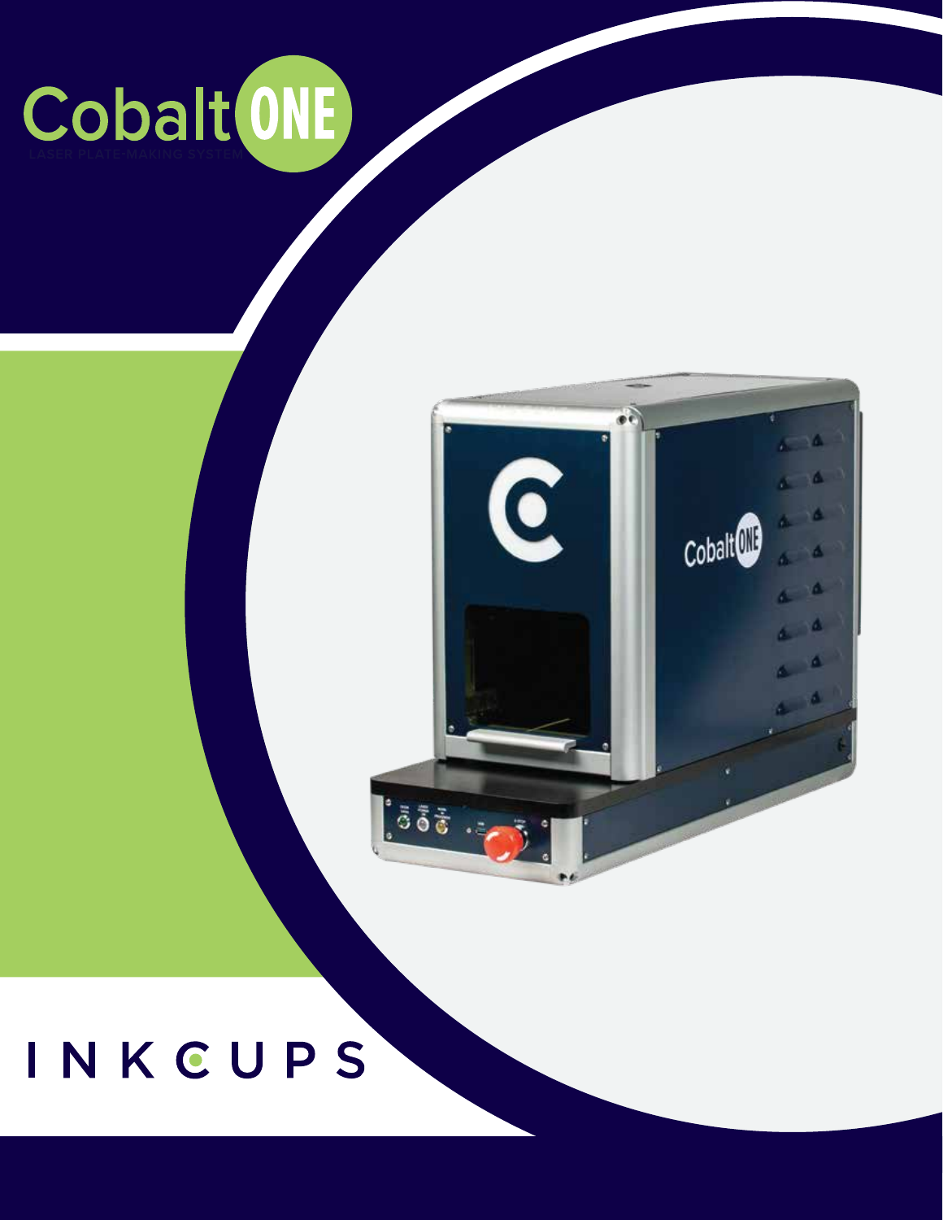# CobaltONE

LASER PLATE-MAKING SYSTEM

INKCUPS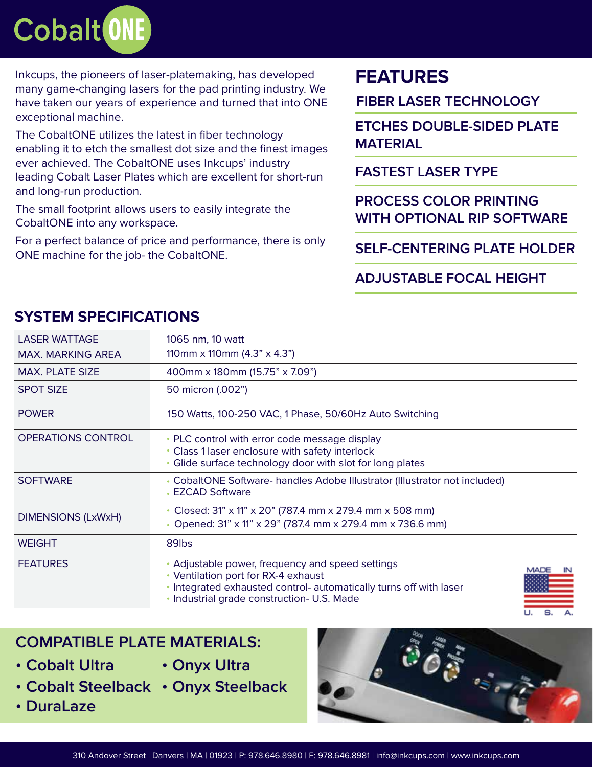# CobaltONE

Inkcups, the pioneers of laser-platemaking, has developed many game-changing lasers for the pad printing industry. We have taken our years of experience and turned that into ONE exceptional machine.

The CobaltONE utilizes the latest in fiber technology enabling it to etch the smallest dot size and the finest images ever achieved. The CobaltONE uses Inkcups' industry leading Cobalt Laser Plates which are excellent for short-run and long-run production.

The small footprint allows users to easily integrate the CobaltONE into any workspace.

For a perfect balance of price and performance, there is only ONE machine for the job- the CobaltONE.

## FEATURES

### FIBER LASER TECHNOLOGY

### ETCHES DOUBLE-SIDED PLATE MATERIAL

### FASTEST LASER TYPE

### PROCESS COLOR PRINTING WITH OPTIONAL RIP SOFTWARE

### SELF-CENTERING PLATE HOLDER

### ADJUSTABLE FOCAL HEIGHT

## SYSTEM SPECIFICATIONS

| | |
|---|---|
| LASER WATTAGE | 1065 nm, 10 watt |
| MAX. MARKING AREA | 110mm x 110mm (4.3" x 4.3") |
| MAX. PLATE SIZE | 400mm x 180mm (15.75" x 7.09") |
| SPOT SIZE | 50 micron (.002") |
| POWER | 150 Watts, 100-250 VAC, 1 Phase, 50/60Hz Auto Switching |
| OPERATIONS CONTROL | • PLC control with error code message display<br>• Class 1 laser enclosure with safety interlock<br>• Glide surface technology door with slot for long plates |
| SOFTWARE | • CobaltONE Software- handles Adobe Illustrator (Illustrator not included)<br>• EZCAD Software |
| DIMENSIONS (LxWxH) | • Closed: 31" x 11" x 20" (787.4 mm x 279.4 mm x 508 mm)<br>• Opened: 31" x 11" x 29" (787.4 mm x 279.4 mm x 736.6 mm) |
| WEIGHT | 89lbs |
| FEATURES | • Adjustable power, frequency and speed settings<br>• Ventilation port for RX-4 exhaust<br>• Integrated exhausted control- automatically turns off with laser<br>• Industrial grade construction- U.S. Made |

MADE IN U.S.A.

## COMPATIBLE PLATE MATERIALS:

- **Cobalt Ultra**
- **Cobalt Steelback**
- **DuraLaze**
- **Onyx Ultra**
- **Onyx Steelback**

310 Andover Street | Danvers | MA | 01923 | P: 978.646.8980 | F: 978.646.8981 | info@inkcups.com | www.inkcups.com